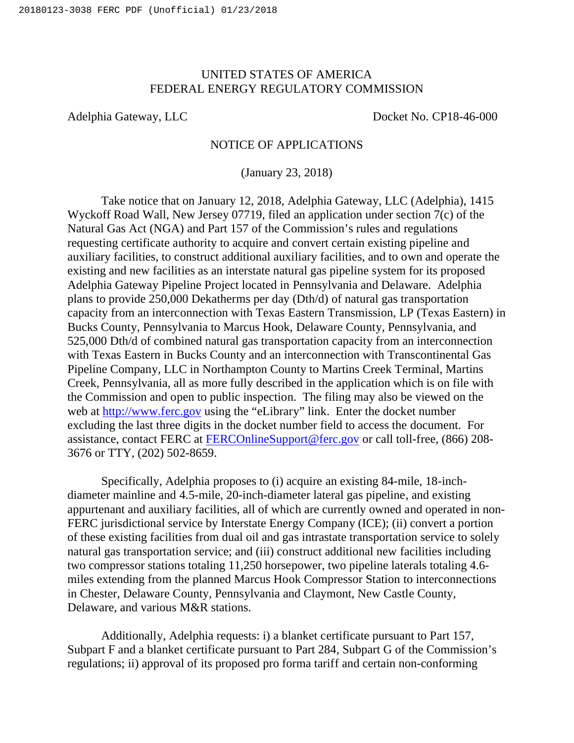UNITED STATES OF AMERICA
FEDERAL ENERGY REGULATORY COMMISSION

Adelphia Gateway, LLC Docket No. CP18-46-000

NOTICE OF APPLICATIONS

(January 23, 2018)

Take notice that on January 12, 2018, Adelphia Gateway, LLC (Adelphia), 1415 Wyckoff Road Wall, New Jersey 07719, filed an application under section 7(c) of the Natural Gas Act (NGA) and Part 157 of the Commission's rules and regulations requesting certificate authority to acquire and convert certain existing pipeline and auxiliary facilities, to construct additional auxiliary facilities, and to own and operate the existing and new facilities as an interstate natural gas pipeline system for its proposed Adelphia Gateway Pipeline Project located in Pennsylvania and Delaware. Adelphia plans to provide 250,000 Dekatherms per day (Dth/d) of natural gas transportation capacity from an interconnection with Texas Eastern Transmission, LP (Texas Eastern) in Bucks County, Pennsylvania to Marcus Hook, Delaware County, Pennsylvania, and 525,000 Dth/d of combined natural gas transportation capacity from an interconnection with Texas Eastern in Bucks County and an interconnection with Transcontinental Gas Pipeline Company, LLC in Northampton County to Martins Creek Terminal, Martins Creek, Pennsylvania, all as more fully described in the application which is on file with the Commission and open to public inspection. The filing may also be viewed on the web at http://www.ferc.gov using the "eLibrary" link. Enter the docket number excluding the last three digits in the docket number field to access the document. For assistance, contact FERC at FERCOnlineSupport@ferc.gov or call toll-free, (866) 208-3676 or TTY, (202) 502-8659.

Specifically, Adelphia proposes to (i) acquire an existing 84-mile, 18-inch-diameter mainline and 4.5-mile, 20-inch-diameter lateral gas pipeline, and existing appurtenant and auxiliary facilities, all of which are currently owned and operated in non-FERC jurisdictional service by Interstate Energy Company (ICE); (ii) convert a portion of these existing facilities from dual oil and gas intrastate transportation service to solely natural gas transportation service; and (iii) construct additional new facilities including two compressor stations totaling 11,250 horsepower, two pipeline laterals totaling 4.6-miles extending from the planned Marcus Hook Compressor Station to interconnections in Chester, Delaware County, Pennsylvania and Claymont, New Castle County, Delaware, and various M&R stations.

Additionally, Adelphia requests: i) a blanket certificate pursuant to Part 157, Subpart F and a blanket certificate pursuant to Part 284, Subpart G of the Commission's regulations; ii) approval of its proposed pro forma tariff and certain non-conforming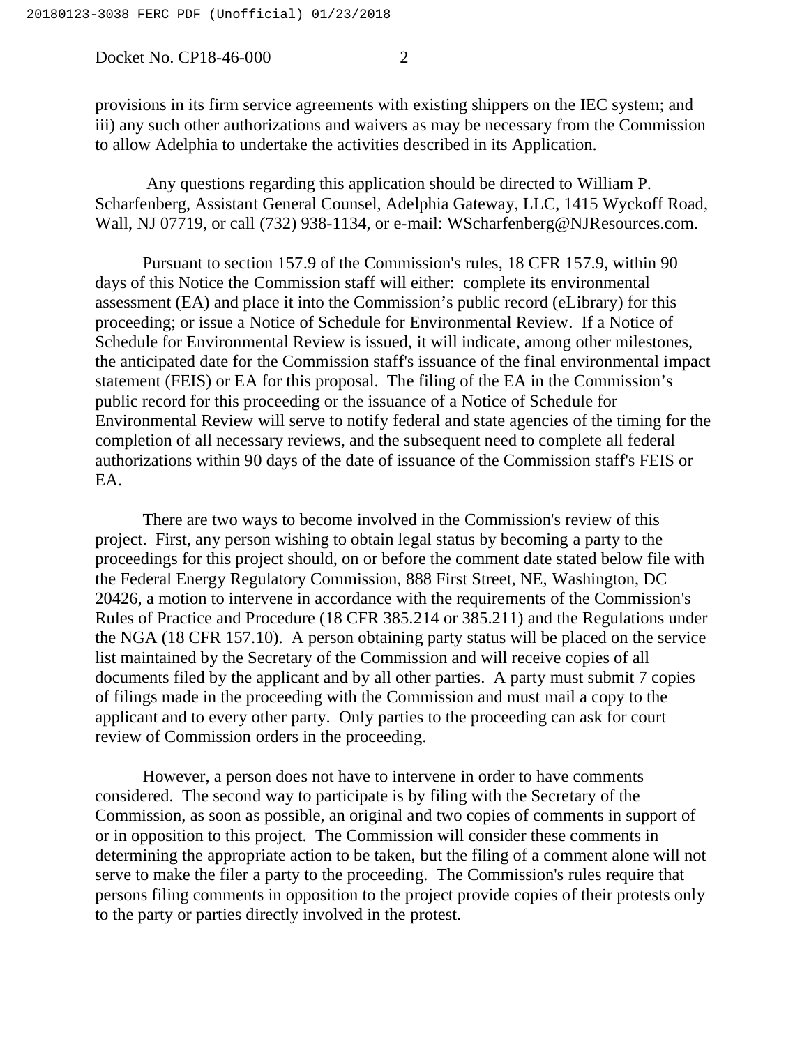provisions in its firm service agreements with existing shippers on the IEC system; and iii) any such other authorizations and waivers as may be necessary from the Commission to allow Adelphia to undertake the activities described in its Application.

Any questions regarding this application should be directed to William P. Scharfenberg, Assistant General Counsel, Adelphia Gateway, LLC, 1415 Wyckoff Road, Wall, NJ 07719, or call (732) 938-1134, or e-mail: WScharfenberg@NJResources.com.

Pursuant to section 157.9 of the Commission's rules, 18 CFR 157.9, within 90 days of this Notice the Commission staff will either: complete its environmental assessment (EA) and place it into the Commission's public record (eLibrary) for this proceeding; or issue a Notice of Schedule for Environmental Review. If a Notice of Schedule for Environmental Review is issued, it will indicate, among other milestones, the anticipated date for the Commission staff's issuance of the final environmental impact statement (FEIS) or EA for this proposal. The filing of the EA in the Commission's public record for this proceeding or the issuance of a Notice of Schedule for Environmental Review will serve to notify federal and state agencies of the timing for the completion of all necessary reviews, and the subsequent need to complete all federal authorizations within 90 days of the date of issuance of the Commission staff's FEIS or EA.

There are two ways to become involved in the Commission's review of this project. First, any person wishing to obtain legal status by becoming a party to the proceedings for this project should, on or before the comment date stated below file with the Federal Energy Regulatory Commission, 888 First Street, NE, Washington, DC 20426, a motion to intervene in accordance with the requirements of the Commission's Rules of Practice and Procedure (18 CFR 385.214 or 385.211) and the Regulations under the NGA (18 CFR 157.10). A person obtaining party status will be placed on the service list maintained by the Secretary of the Commission and will receive copies of all documents filed by the applicant and by all other parties. A party must submit 7 copies of filings made in the proceeding with the Commission and must mail a copy to the applicant and to every other party. Only parties to the proceeding can ask for court review of Commission orders in the proceeding.

However, a person does not have to intervene in order to have comments considered. The second way to participate is by filing with the Secretary of the Commission, as soon as possible, an original and two copies of comments in support of or in opposition to this project. The Commission will consider these comments in determining the appropriate action to be taken, but the filing of a comment alone will not serve to make the filer a party to the proceeding. The Commission's rules require that persons filing comments in opposition to the project provide copies of their protests only to the party or parties directly involved in the protest.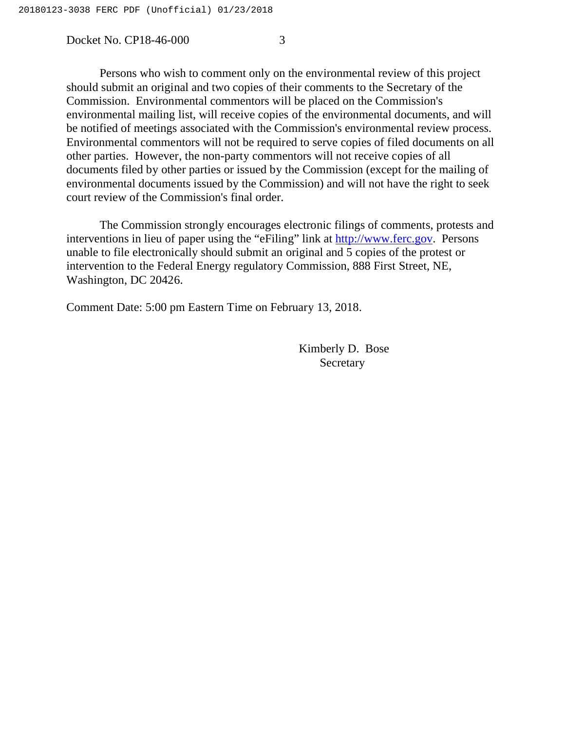Persons who wish to comment only on the environmental review of this project should submit an original and two copies of their comments to the Secretary of the Commission. Environmental commentors will be placed on the Commission's environmental mailing list, will receive copies of the environmental documents, and will be notified of meetings associated with the Commission's environmental review process. Environmental commentors will not be required to serve copies of filed documents on all other parties. However, the non-party commentors will not receive copies of all documents filed by other parties or issued by the Commission (except for the mailing of environmental documents issued by the Commission) and will not have the right to seek court review of the Commission's final order.

The Commission strongly encourages electronic filings of comments, protests and interventions in lieu of paper using the "eFiling" link at http://www.ferc.gov. Persons unable to file electronically should submit an original and 5 copies of the protest or intervention to the Federal Energy regulatory Commission, 888 First Street, NE, Washington, DC 20426.

Comment Date: 5:00 pm Eastern Time on February 13, 2018.

Kimberly D. Bose
Secretary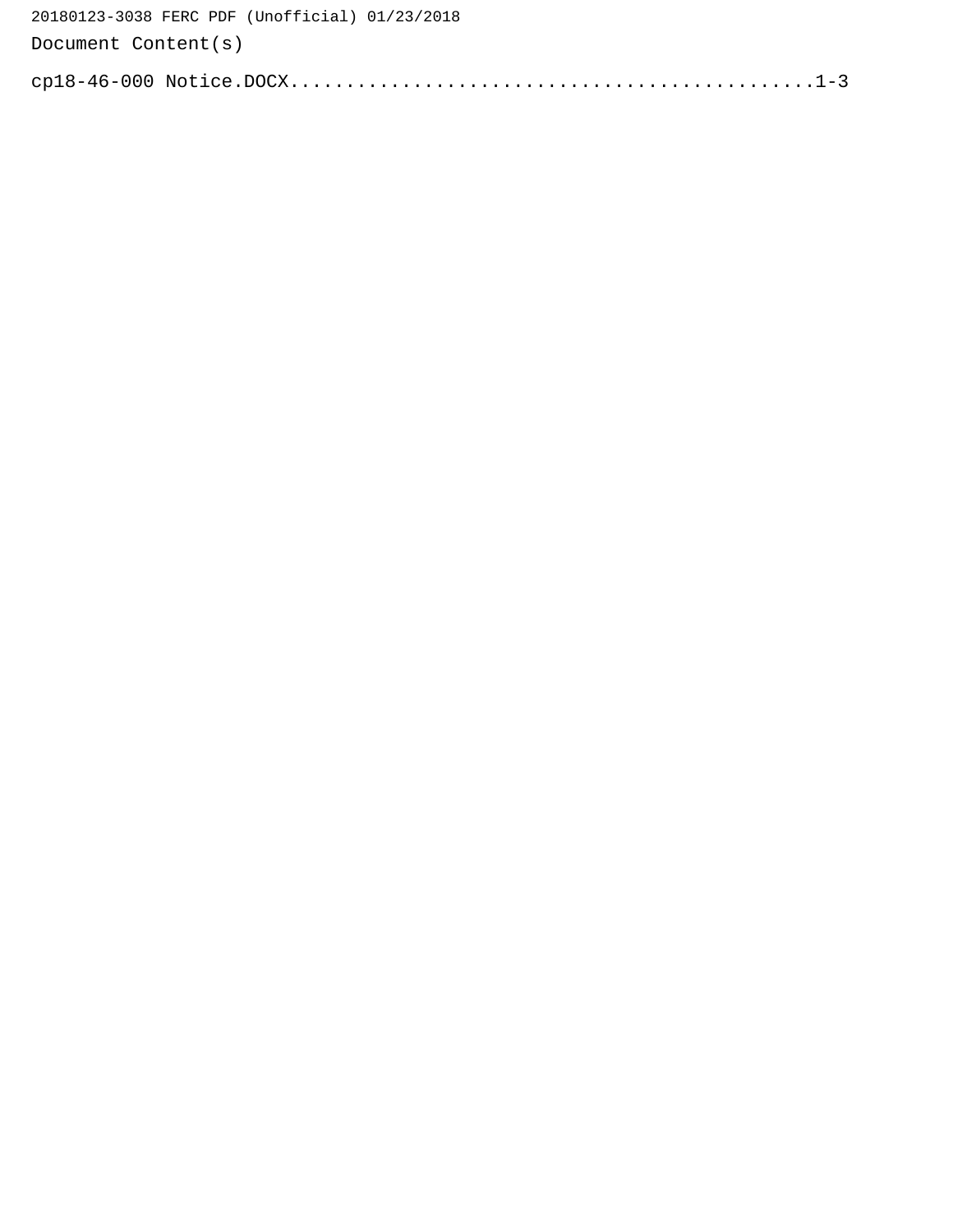Document Content(s)

cp18-46-000 Notice.DOCX.............................................1-3